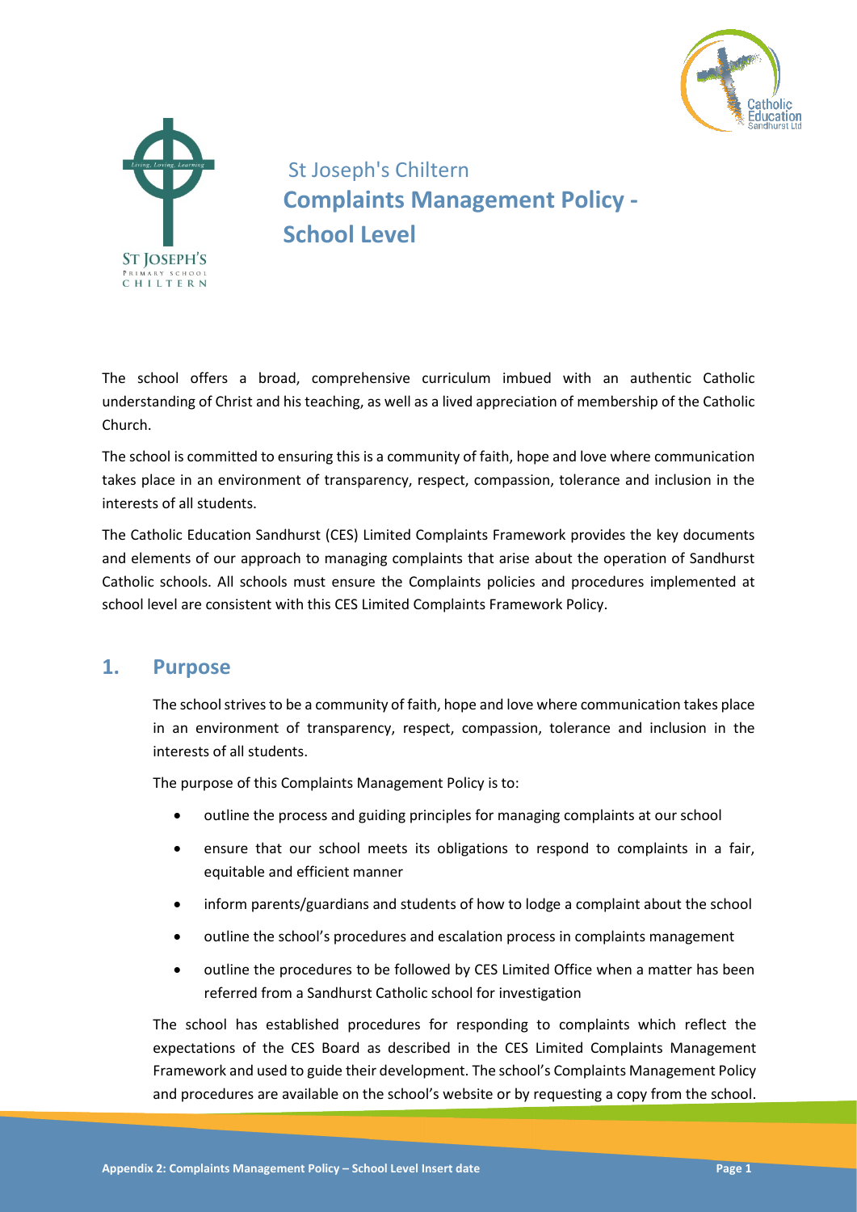St Joseph's Chiltern

# Complaints Management Policy - School Level

The school offers a broad, comprehensive curriculum imbued with an authentic Catholic understanding of Christ and his teaching, as well as a lived appreciation of membership of the Catholic Church.

The school is committed to ensuring this is a community of faith, hope and love where communication takes place in an environment of transparency, respect, compassion, tolerance and inclusion in the interests of all students.

The Catholic Education Sandhurst (CES) Limited Complaints Framework provides the key documents and elements of our approach to managing complaints that arise about the operation of Sandhurst Catholic schools. All schools must ensure the Complaints policies and procedures implemented at school level are consistent with this CES Limited Complaints Framework Policy.

## 1. Purpose

The school strives to be a community of faith, hope and love where communication takes place in an environment of transparency, respect, compassion, tolerance and inclusion in the interests of all students.

The purpose of this Complaints Management Policy is to:

- outline the process and guiding principles for managing complaints at our school
- ensure that our school meets its obligations to respond to complaints in a fair, equitable and efficient manner
- inform parents/guardians and students of how to lodge a complaint about the school
- outline the school's procedures and escalation process in complaints management
- outline the procedures to be followed by CES Limited Office when a matter has been referred from a Sandhurst Catholic school for investigation

The school has established procedures for responding to complaints which reflect the expectations of the CES Board as described in the CES Limited Complaints Management Framework and used to guide their development. The school's Complaints Management Policy and procedures are available on the school's website or by requesting a copy from the school.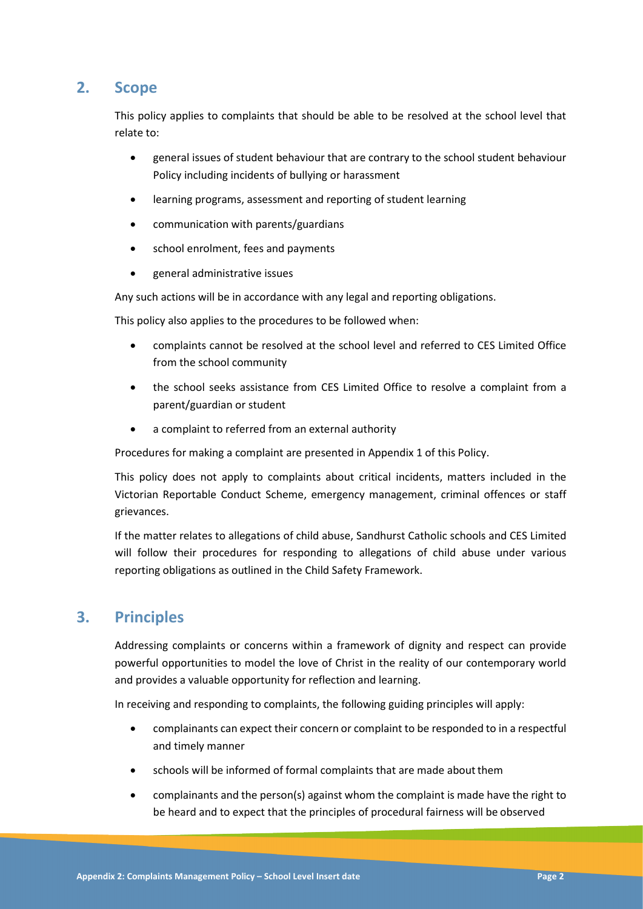## 2. Scope

This policy applies to complaints that should be able to be resolved at the school level that relate to:

- general issues of student behaviour that are contrary to the school student behaviour Policy including incidents of bullying or harassment
- learning programs, assessment and reporting of student learning
- communication with parents/guardians
- school enrolment, fees and payments
- general administrative issues

Any such actions will be in accordance with any legal and reporting obligations.

This policy also applies to the procedures to be followed when:

- complaints cannot be resolved at the school level and referred to CES Limited Office from the school community
- the school seeks assistance from CES Limited Office to resolve a complaint from a parent/guardian or student
- a complaint to referred from an external authority

Procedures for making a complaint are presented in Appendix 1 of this Policy.

This policy does not apply to complaints about critical incidents, matters included in the Victorian Reportable Conduct Scheme, emergency management, criminal offences or staff grievances.

If the matter relates to allegations of child abuse, Sandhurst Catholic schools and CES Limited will follow their procedures for responding to allegations of child abuse under various reporting obligations as outlined in the Child Safety Framework.

## 3. Principles

Addressing complaints or concerns within a framework of dignity and respect can provide powerful opportunities to model the love of Christ in the reality of our contemporary world and provides a valuable opportunity for reflection and learning.

In receiving and responding to complaints, the following guiding principles will apply:

- complainants can expect their concern or complaint to be responded to in a respectful and timely manner
- schools will be informed of formal complaints that are made about them
- complainants and the person(s) against whom the complaint is made have the right to be heard and to expect that the principles of procedural fairness will be observed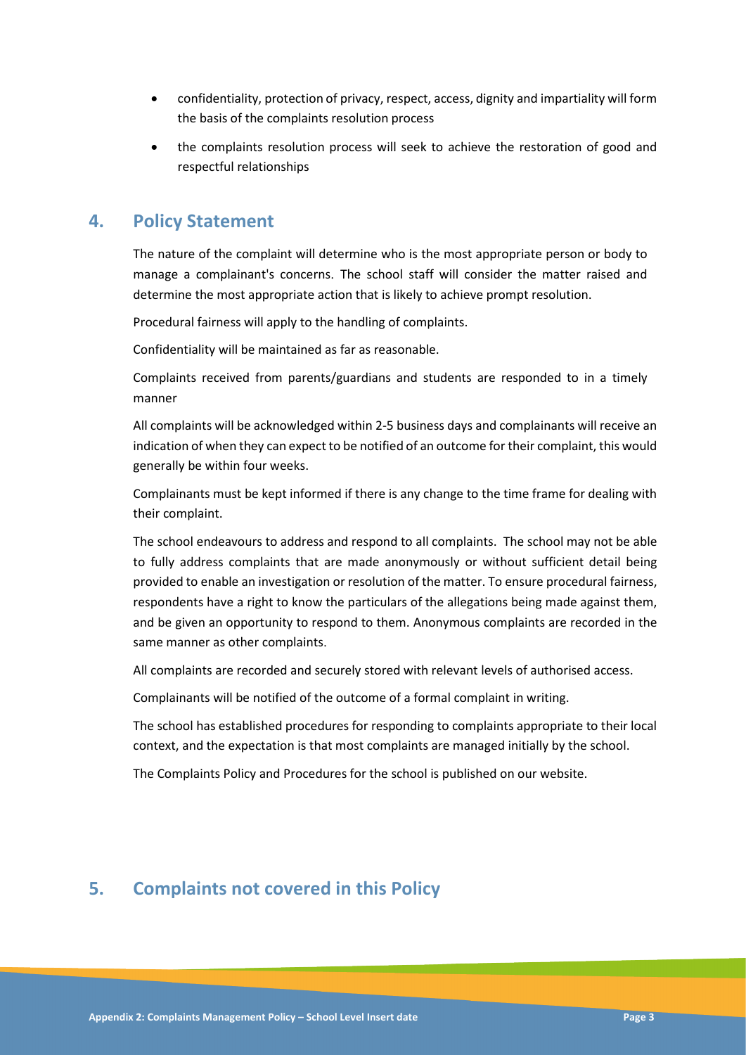- confidentiality, protection of privacy, respect, access, dignity and impartiality will form the basis of the complaints resolution process
- the complaints resolution process will seek to achieve the restoration of good and respectful relationships

## 4. Policy Statement

The nature of the complaint will determine who is the most appropriate person or body to manage a complainant's concerns. The school staff will consider the matter raised and determine the most appropriate action that is likely to achieve prompt resolution.

Procedural fairness will apply to the handling of complaints.

Confidentiality will be maintained as far as reasonable.

Complaints received from parents/guardians and students are responded to in a timely manner

All complaints will be acknowledged within 2-5 business days and complainants will receive an indication of when they can expect to be notified of an outcome for their complaint, this would generally be within four weeks.

Complainants must be kept informed if there is any change to the time frame for dealing with their complaint.

The school endeavours to address and respond to all complaints. The school may not be able to fully address complaints that are made anonymously or without sufficient detail being provided to enable an investigation or resolution of the matter. To ensure procedural fairness, respondents have a right to know the particulars of the allegations being made against them, and be given an opportunity to respond to them. Anonymous complaints are recorded in the same manner as other complaints.

All complaints are recorded and securely stored with relevant levels of authorised access.

Complainants will be notified of the outcome of a formal complaint in writing.

The school has established procedures for responding to complaints appropriate to their local context, and the expectation is that most complaints are managed initially by the school.

The Complaints Policy and Procedures for the school is published on our website.

## 5. Complaints not covered in this Policy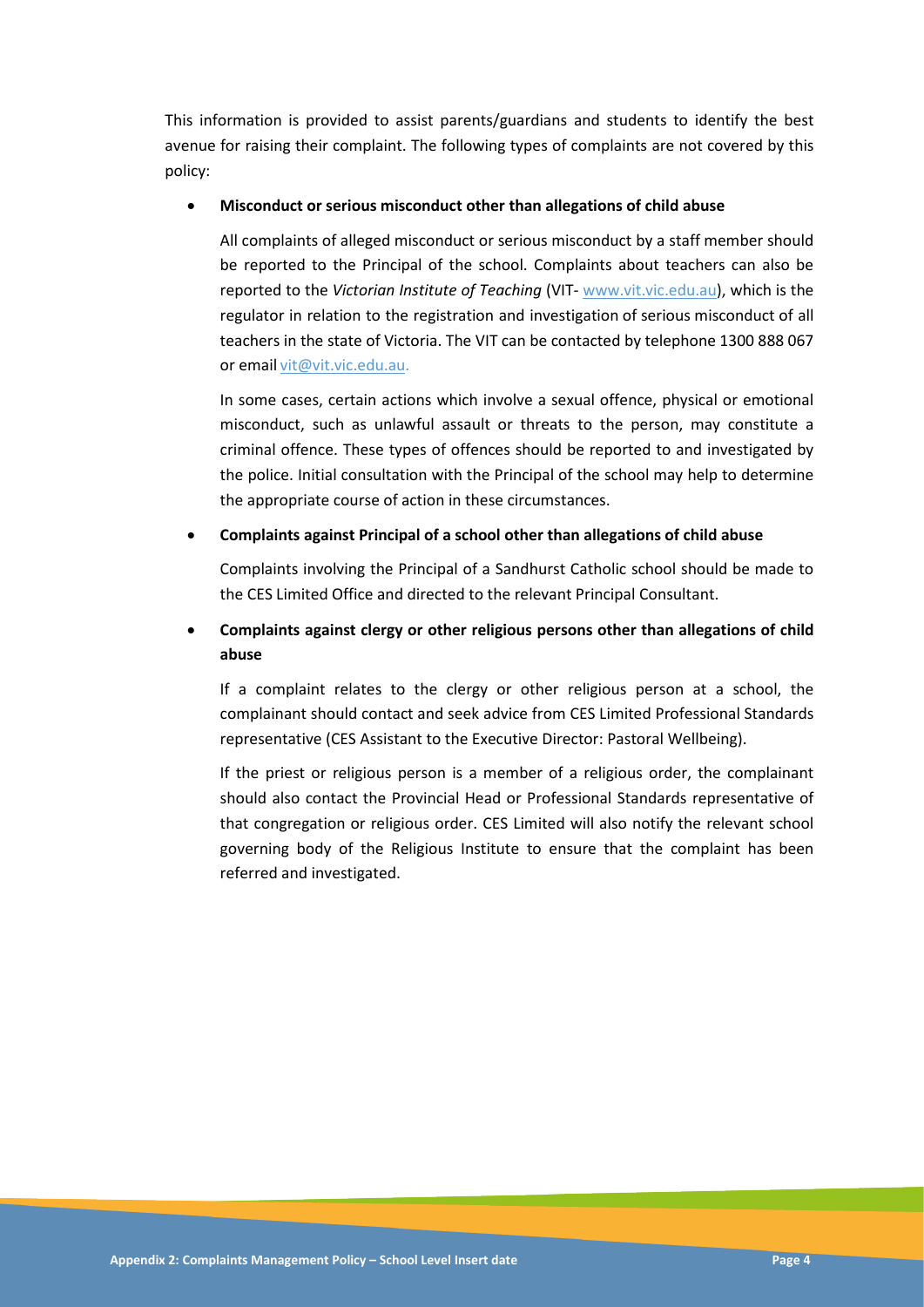This information is provided to assist parents/guardians and students to identify the best avenue for raising their complaint. The following types of complaints are not covered by this policy:

- **Misconduct or serious misconduct other than allegations of child abuse**

  All complaints of alleged misconduct or serious misconduct by a staff member should be reported to the Principal of the school. Complaints about teachers can also be reported to the *Victorian Institute of Teaching* (VIT- www.vit.vic.edu.au), which is the regulator in relation to the registration and investigation of serious misconduct of all teachers in the state of Victoria. The VIT can be contacted by telephone 1300 888 067 or email vit@vit.vic.edu.au.

  In some cases, certain actions which involve a sexual offence, physical or emotional misconduct, such as unlawful assault or threats to the person, may constitute a criminal offence. These types of offences should be reported to and investigated by the police. Initial consultation with the Principal of the school may help to determine the appropriate course of action in these circumstances.

- **Complaints against Principal of a school other than allegations of child abuse**

  Complaints involving the Principal of a Sandhurst Catholic school should be made to the CES Limited Office and directed to the relevant Principal Consultant.

- **Complaints against clergy or other religious persons other than allegations of child abuse**

  If a complaint relates to the clergy or other religious person at a school, the complainant should contact and seek advice from CES Limited Professional Standards representative (CES Assistant to the Executive Director: Pastoral Wellbeing).

  If the priest or religious person is a member of a religious order, the complainant should also contact the Provincial Head or Professional Standards representative of that congregation or religious order. CES Limited will also notify the relevant school governing body of the Religious Institute to ensure that the complaint has been referred and investigated.